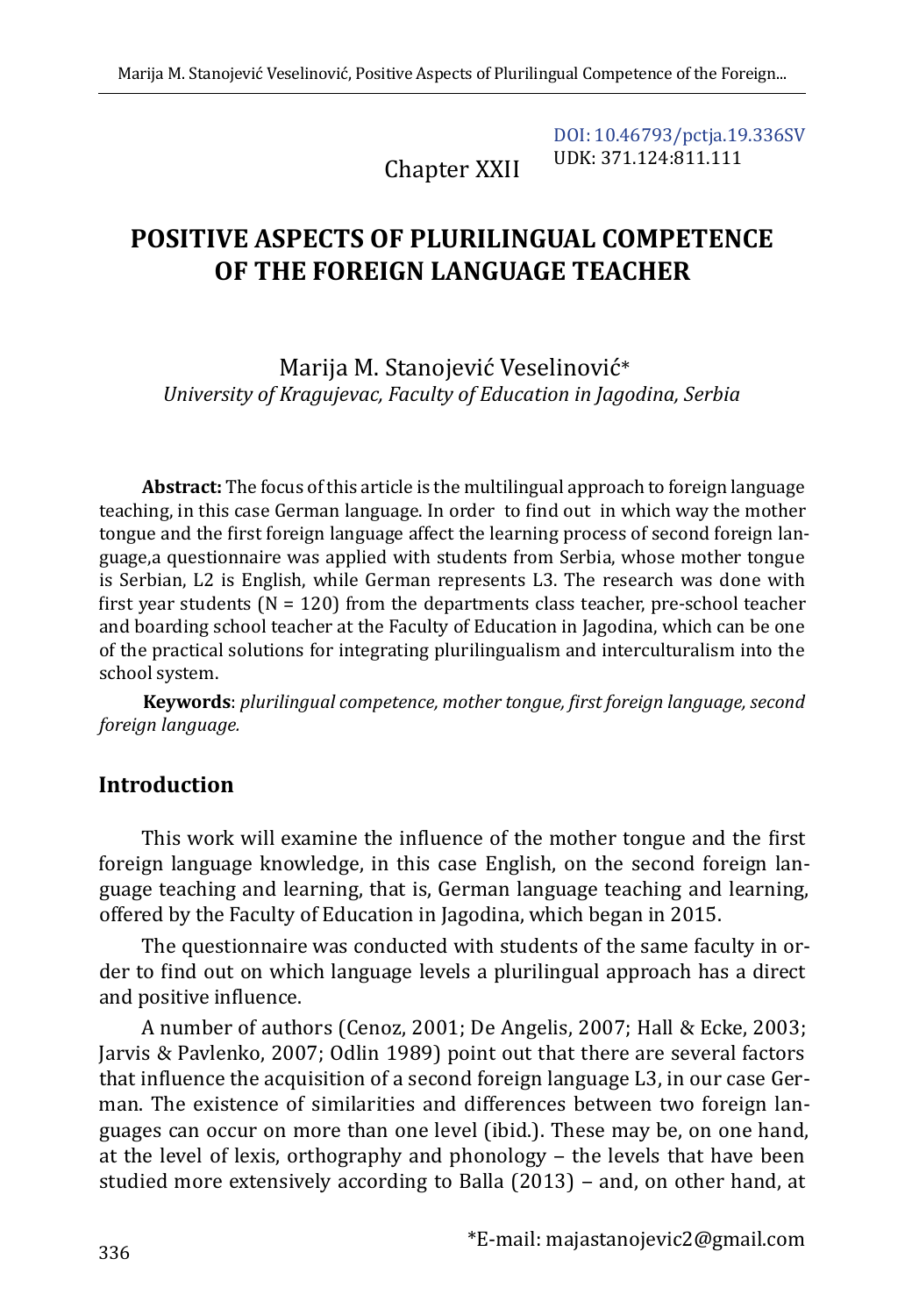DOI: 10.46793/pctja.19.336SV
UDK: 371.124:811.111

Chapter XXII

# POSITIVE ASPECTS OF PLURILINGUAL COMPETENCE OF THE FOREIGN LANGUAGE TEACHER

Marija M. Stanojević Veselinović*
*University of Kragujevac, Faculty of Education in Jagodina, Serbia*

**Abstract:** The focus of this article is the multilingual approach to foreign language teaching, in this case German language. In order to find out in which way the mother tongue and the first foreign language affect the learning process of second foreign language,a questionnaire was applied with students from Serbia, whose mother tongue is Serbian, L2 is English, while German represents L3. The research was done with first year students (N = 120) from the departments class teacher, pre-school teacher and boarding school teacher at the Faculty of Education in Jagodina, which can be one of the practical solutions for integrating plurilingualism and interculturalism into the school system.

**Keywords**: *plurilingual competence, mother tongue, first foreign language, second foreign language.*

## Introduction

This work will examine the influence of the mother tongue and the first foreign language knowledge, in this case English, on the second foreign language teaching and learning, that is, German language teaching and learning, offered by the Faculty of Education in Jagodina, which began in 2015.

The questionnaire was conducted with students of the same faculty in order to find out on which language levels a plurilingual approach has a direct and positive influence.

A number of authors (Cenoz, 2001; De Angelis, 2007; Hall & Ecke, 2003; Jarvis & Pavlenko, 2007; Odlin 1989) point out that there are several factors that influence the acquisition of a second foreign language L3, in our case German. The existence of similarities and differences between two foreign languages can occur on more than one level (ibid.). These may be, on one hand, at the level of lexis, orthography and phonology – the levels that have been studied more extensively according to Balla (2013) – and, on other hand, at

*E-mail: majastanojevic2@gmail.com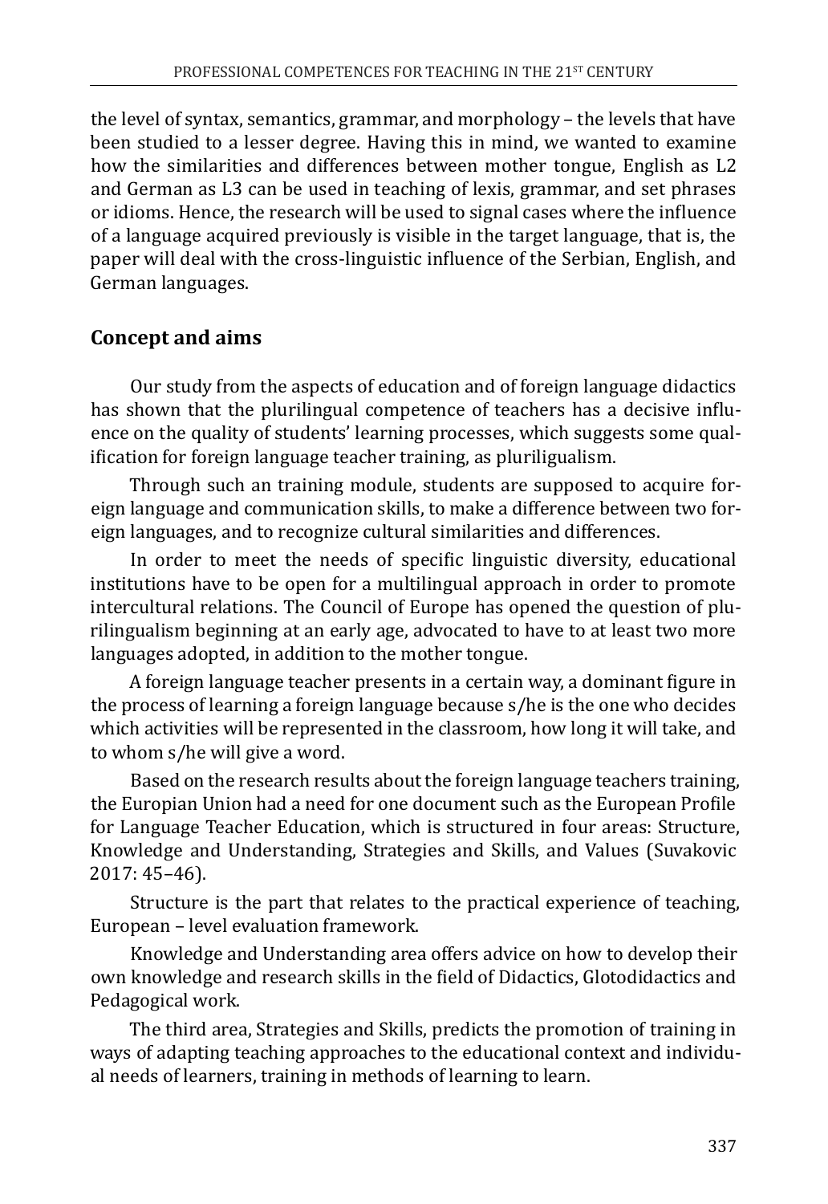the level of syntax, semantics, grammar, and morphology – the levels that have been studied to a lesser degree. Having this in mind, we wanted to examine how the similarities and differences between mother tongue, English as L2 and German as L3 can be used in teaching of lexis, grammar, and set phrases or idioms. Hence, the research will be used to signal cases where the influence of a language acquired previously is visible in the target language, that is, the paper will deal with the cross-linguistic influence of the Serbian, English, and German languages.

## Concept and aims

Our study from the aspects of education and of foreign language didactics has shown that the plurilingual competence of teachers has a decisive influence on the quality of students' learning processes, which suggests some qualification for foreign language teacher training, as pluriligualism.

Through such an training module, students are supposed to acquire foreign language and communication skills, to make a difference between two foreign languages, and to recognize cultural similarities and differences.

In order to meet the needs of specific linguistic diversity, educational institutions have to be open for a multilingual approach in order to promote intercultural relations. The Council of Europe has opened the question of plurilingualism beginning at an early age, advocated to have to at least two more languages adopted, in addition to the mother tongue.

A foreign language teacher presents in a certain way, a dominant figure in the process of learning a foreign language because s/he is the one who decides which activities will be represented in the classroom, how long it will take, and to whom s/he will give a word.

Based on the research results about the foreign language teachers training, the Europian Union had a need for one document such as the European Profile for Language Teacher Education, which is structured in four areas: Structure, Knowledge and Understanding, Strategies and Skills, and Values (Suvakovic 2017: 45–46).

Structure is the part that relates to the practical experience of teaching, European – level evaluation framework.

Knowledge and Understanding area offers advice on how to develop their own knowledge and research skills in the field of Didactics, Glotodidactics and Pedagogical work.

The third area, Strategies and Skills, predicts the promotion of training in ways of adapting teaching approaches to the educational context and individual needs of learners, training in methods of learning to learn.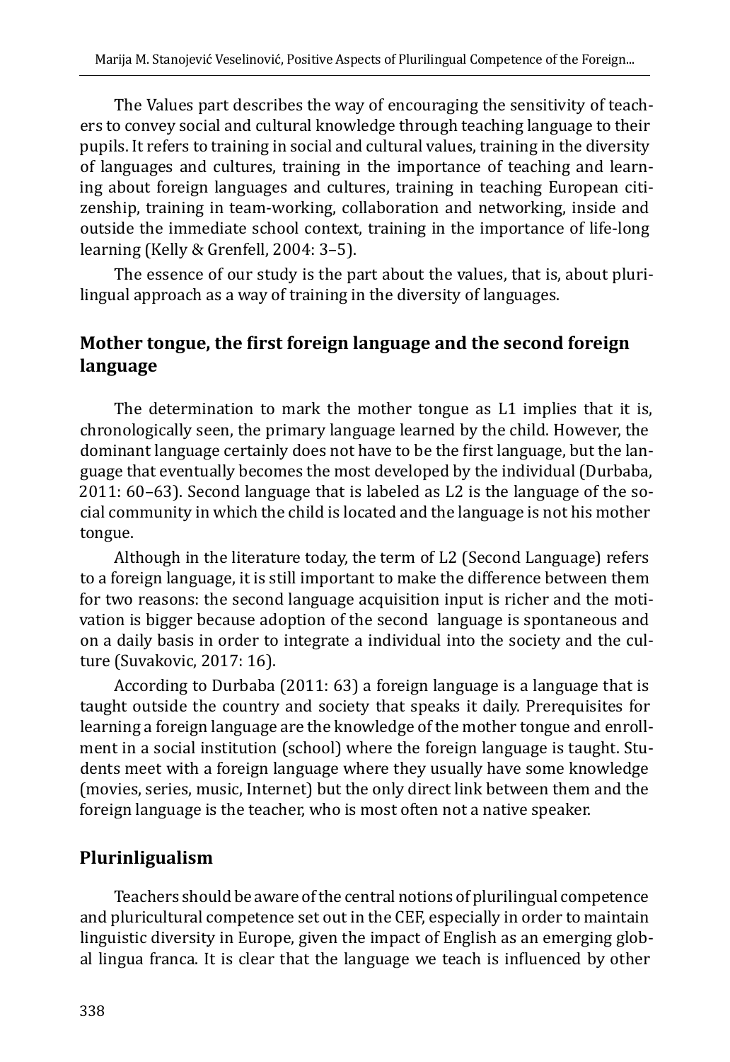The Values part describes the way of encouraging the sensitivity of teachers to convey social and cultural knowledge through teaching language to their pupils. It refers to training in social and cultural values, training in the diversity of languages and cultures, training in the importance of teaching and learning about foreign languages and cultures, training in teaching European citizenship, training in team-working, collaboration and networking, inside and outside the immediate school context, training in the importance of life-long learning (Kelly & Grenfell, 2004: 3–5).

The essence of our study is the part about the values, that is, about plurilingual approach as a way of training in the diversity of languages.

## Mother tongue, the first foreign language and the second foreign language

The determination to mark the mother tongue as L1 implies that it is, chronologically seen, the primary language learned by the child. However, the dominant language certainly does not have to be the first language, but the language that eventually becomes the most developed by the individual (Durbaba, 2011: 60–63). Second language that is labeled as L2 is the language of the social community in which the child is located and the language is not his mother tongue.

Although in the literature today, the term of L2 (Second Language) refers to a foreign language, it is still important to make the difference between them for two reasons: the second language acquisition input is richer and the motivation is bigger because adoption of the second language is spontaneous and on a daily basis in order to integrate a individual into the society and the culture (Suvakovic, 2017: 16).

According to Durbaba (2011: 63) a foreign language is a language that is taught outside the country and society that speaks it daily. Prerequisites for learning a foreign language are the knowledge of the mother tongue and enrollment in a social institution (school) where the foreign language is taught. Students meet with a foreign language where they usually have some knowledge (movies, series, music, Internet) but the only direct link between them and the foreign language is the teacher, who is most often not a native speaker.

## Plurinligualism

Teachers should be aware of the central notions of plurilingual competence and pluricultural competence set out in the CEF, especially in order to maintain linguistic diversity in Europe, given the impact of English as an emerging global lingua franca. It is clear that the language we teach is influenced by other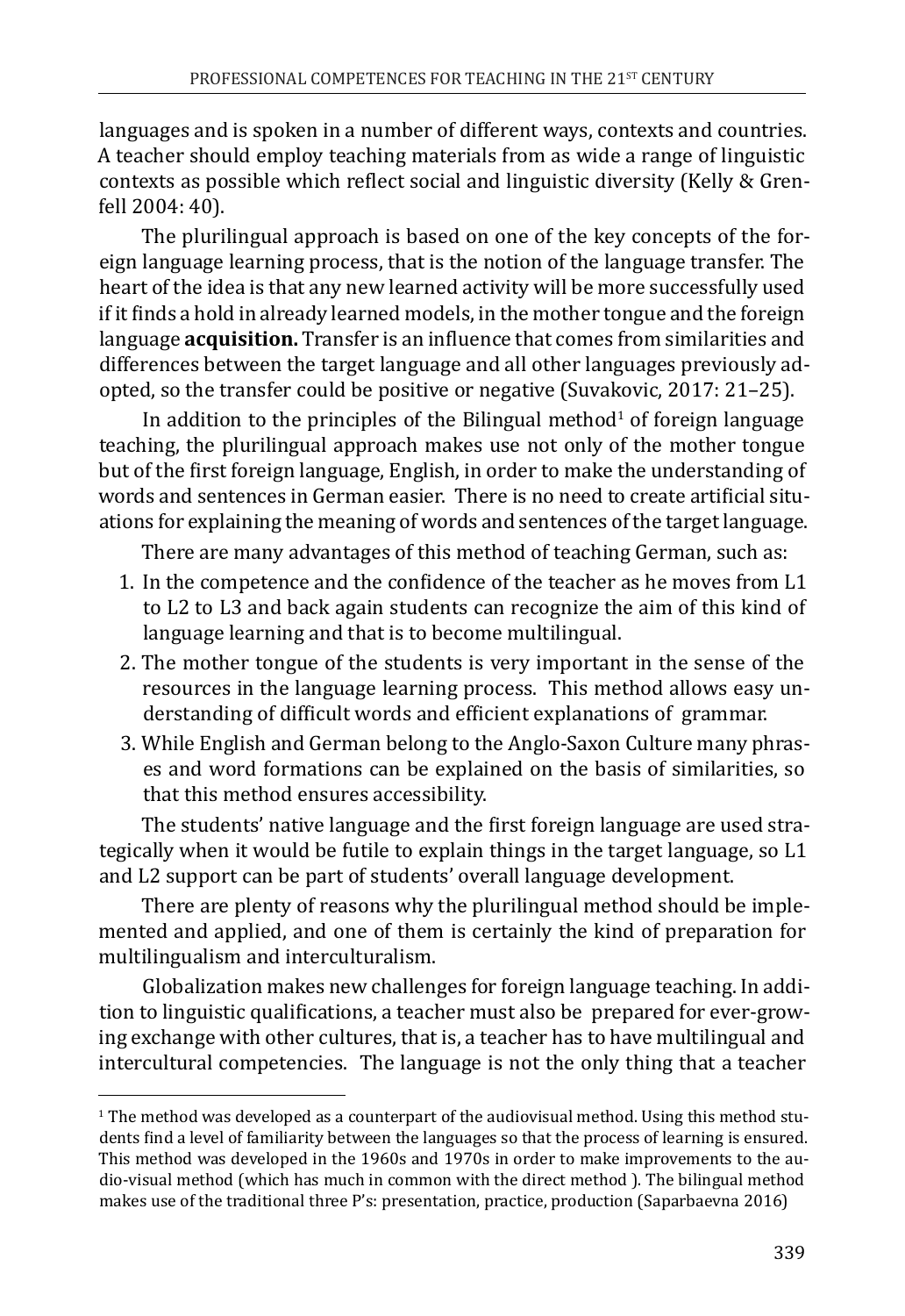languages and is spoken in a number of different ways, contexts and countries. A teacher should employ teaching materials from as wide a range of linguistic contexts as possible which reflect social and linguistic diversity (Kelly & Grenfell 2004: 40).

The plurilingual approach is based on one of the key concepts of the foreign language learning process, that is the notion of the language transfer. The heart of the idea is that any new learned activity will be more successfully used if it finds a hold in already learned models, in the mother tongue and the foreign language **acquisition.** Transfer is an influence that comes from similarities and differences between the target language and all other languages previously adopted, so the transfer could be positive or negative (Suvakovic, 2017: 21–25).

In addition to the principles of the Bilingual method[1] of foreign language teaching, the plurilingual approach makes use not only of the mother tongue but of the first foreign language, English, in order to make the understanding of words and sentences in German easier. There is no need to create artificial situations for explaining the meaning of words and sentences of the target language.

There are many advantages of this method of teaching German, such as:

1. In the competence and the confidence of the teacher as he moves from L1 to L2 to L3 and back again students can recognize the aim of this kind of language learning and that is to become multilingual.
2. The mother tongue of the students is very important in the sense of the resources in the language learning process. This method allows easy understanding of difficult words and efficient explanations of grammar.
3. While English and German belong to the Anglo-Saxon Culture many phrases and word formations can be explained on the basis of similarities, so that this method ensures accessibility.

The students' native language and the first foreign language are used strategically when it would be futile to explain things in the target language, so L1 and L2 support can be part of students' overall language development.

There are plenty of reasons why the plurilingual method should be implemented and applied, and one of them is certainly the kind of preparation for multilingualism and interculturalism.

Globalization makes new challenges for foreign language teaching. In addition to linguistic qualifications, a teacher must also be prepared for ever-growing exchange with other cultures, that is, a teacher has to have multilingual and intercultural competencies. The language is not the only thing that a teacher

---

[1] The method was developed as a counterpart of the audiovisual method. Using this method students find a level of familiarity between the languages so that the process of learning is ensured. This method was developed in the 1960s and 1970s in order to make improvements to the audio-visual method (which has much in common with the direct method ). The bilingual method makes use of the traditional three P's: presentation, practice, production (Saparbaevna 2016)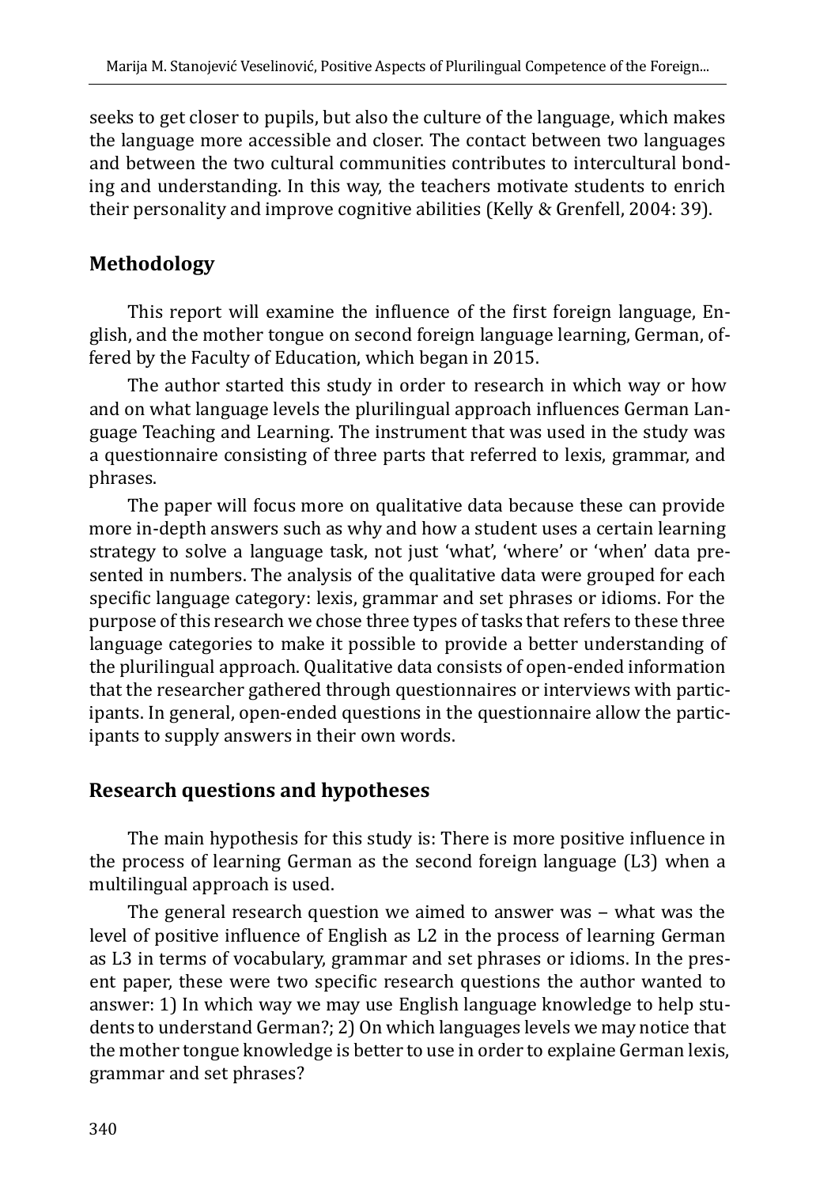seeks to get closer to pupils, but also the culture of the language, which makes the language more accessible and closer. The contact between two languages and between the two cultural communities contributes to intercultural bonding and understanding. In this way, the teachers motivate students to enrich their personality and improve cognitive abilities (Kelly & Grenfell, 2004: 39).

## Methodology

This report will examine the influence of the first foreign language, English, and the mother tongue on second foreign language learning, German, offered by the Faculty of Education, which began in 2015.

The author started this study in order to research in which way or how and on what language levels the plurilingual approach influences German Language Teaching and Learning. The instrument that was used in the study was a questionnaire consisting of three parts that referred to lexis, grammar, and phrases.

The paper will focus more on qualitative data because these can provide more in-depth answers such as why and how a student uses a certain learning strategy to solve a language task, not just 'what', 'where' or 'when' data presented in numbers. The analysis of the qualitative data were grouped for each specific language category: lexis, grammar and set phrases or idioms. For the purpose of this research we chose three types of tasks that refers to these three language categories to make it possible to provide a better understanding of the plurilingual approach. Qualitative data consists of open-ended information that the researcher gathered through questionnaires or interviews with participants. In general, open-ended questions in the questionnaire allow the participants to supply answers in their own words.

## Research questions and hypotheses

The main hypothesis for this study is: There is more positive influence in the process of learning German as the second foreign language (L3) when a multilingual approach is used.

The general research question we aimed to answer was – what was the level of positive influence of English as L2 in the process of learning German as L3 in terms of vocabulary, grammar and set phrases or idioms. In the present paper, these were two specific research questions the author wanted to answer: 1) In which way we may use English language knowledge to help students to understand German?; 2) On which languages levels we may notice that the mother tongue knowledge is better to use in order to explaine German lexis, grammar and set phrases?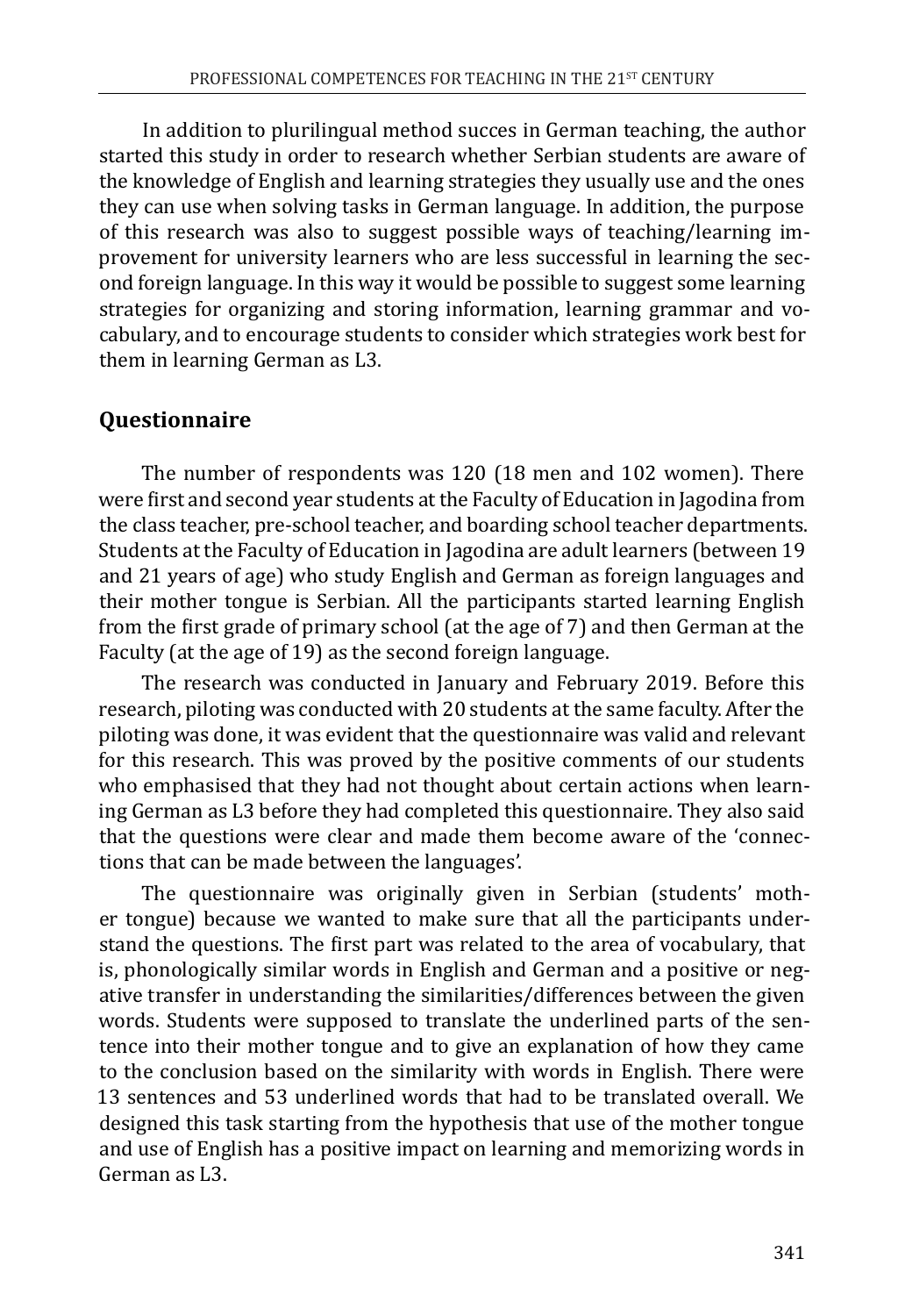In addition to plurilingual method succes in German teaching, the author started this study in order to research whether Serbian students are aware of the knowledge of English and learning strategies they usually use and the ones they can use when solving tasks in German language. In addition, the purpose of this research was also to suggest possible ways of teaching/learning improvement for university learners who are less successful in learning the second foreign language. In this way it would be possible to suggest some learning strategies for organizing and storing information, learning grammar and vocabulary, and to encourage students to consider which strategies work best for them in learning German as L3.

## Questionnaire

The number of respondents was 120 (18 men and 102 women). There were first and second year students at the Faculty of Education in Jagodina from the class teacher, pre-school teacher, and boarding school teacher departments. Students at the Faculty of Education in Jagodina are adult learners (between 19 and 21 years of age) who study English and German as foreign languages and their mother tongue is Serbian. All the participants started learning English from the first grade of primary school (at the age of 7) and then German at the Faculty (at the age of 19) as the second foreign language.

The research was conducted in January and February 2019. Before this research, piloting was conducted with 20 students at the same faculty. After the piloting was done, it was evident that the questionnaire was valid and relevant for this research. This was proved by the positive comments of our students who emphasised that they had not thought about certain actions when learning German as L3 before they had completed this questionnaire. They also said that the questions were clear and made them become aware of the 'connections that can be made between the languages'.

The questionnaire was originally given in Serbian (students' mother tongue) because we wanted to make sure that all the participants understand the questions. The first part was related to the area of vocabulary, that is, phonologically similar words in English and German and a positive or negative transfer in understanding the similarities/differences between the given words. Students were supposed to translate the underlined parts of the sentence into their mother tongue and to give an explanation of how they came to the conclusion based on the similarity with words in English. There were 13 sentences and 53 underlined words that had to be translated overall. We designed this task starting from the hypothesis that use of the mother tongue and use of English has a positive impact on learning and memorizing words in German as L3.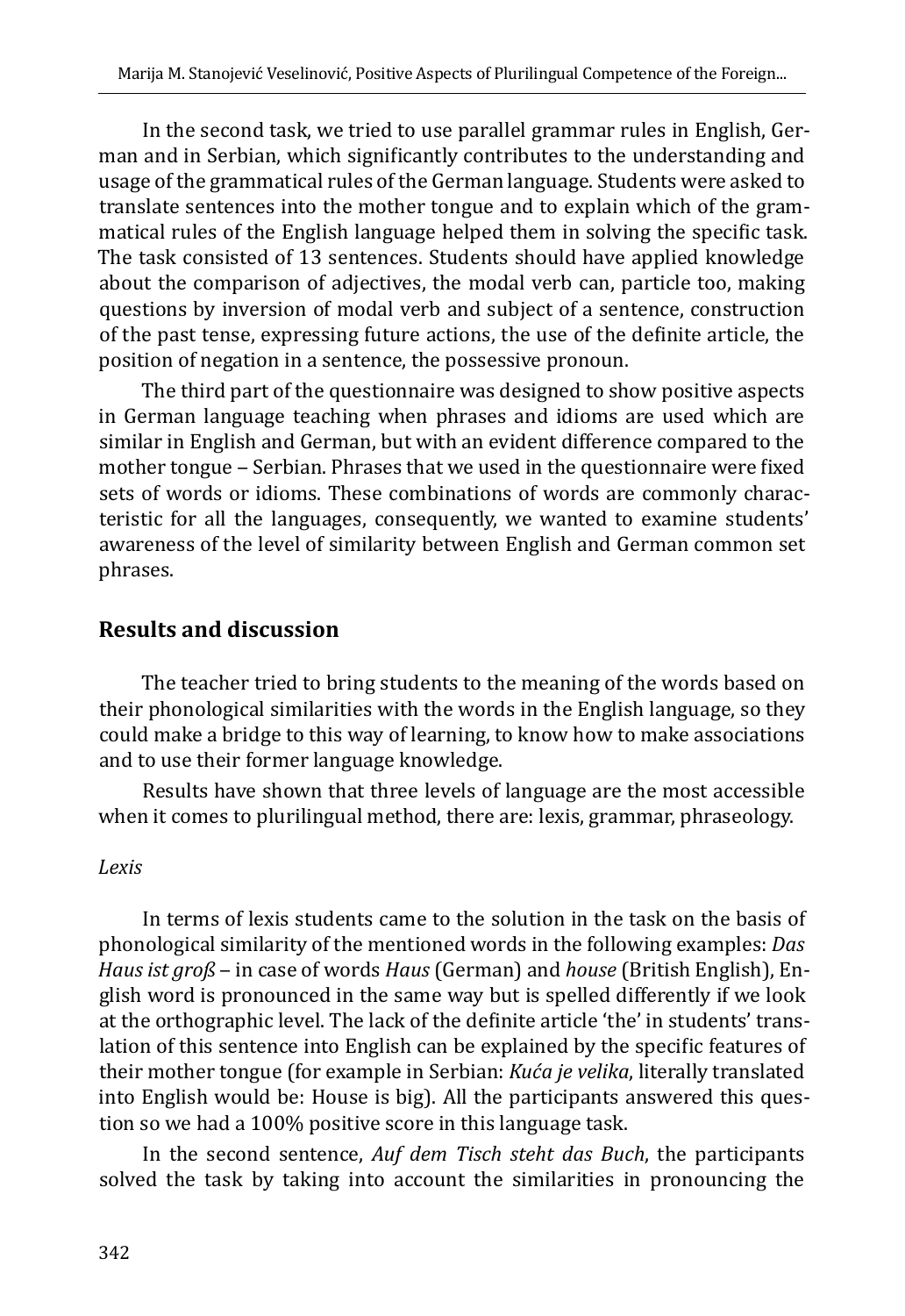In the second task, we tried to use parallel grammar rules in English, German and in Serbian, which significantly contributes to the understanding and usage of the grammatical rules of the German language. Students were asked to translate sentences into the mother tongue and to explain which of the grammatical rules of the English language helped them in solving the specific task. The task consisted of 13 sentences. Students should have applied knowledge about the comparison of adjectives, the modal verb can, particle too, making questions by inversion of modal verb and subject of a sentence, construction of the past tense, expressing future actions, the use of the definite article, the position of negation in a sentence, the possessive pronoun.

The third part of the questionnaire was designed to show positive aspects in German language teaching when phrases and idioms are used which are similar in English and German, but with an evident difference compared to the mother tongue – Serbian. Phrases that we used in the questionnaire were fixed sets of words or idioms. These combinations of words are commonly characteristic for all the languages, consequently, we wanted to examine students' awareness of the level of similarity between English and German common set phrases.

## Results and discussion

The teacher tried to bring students to the meaning of the words based on their phonological similarities with the words in the English language, so they could make a bridge to this way of learning, to know how to make associations and to use their former language knowledge.

Results have shown that three levels of language are the most accessible when it comes to plurilingual method, there are: lexis, grammar, phraseology.

### *Lexis*

In terms of lexis students came to the solution in the task on the basis of phonological similarity of the mentioned words in the following examples: *Das Haus ist groß* – in case of words *Haus* (German) and *house* (British English), English word is pronounced in the same way but is spelled differently if we look at the orthographic level. The lack of the definite article 'the' in students' translation of this sentence into English can be explained by the specific features of their mother tongue (for example in Serbian: *Kuća je velika*, literally translated into English would be: House is big). All the participants answered this question so we had a 100% positive score in this language task.

In the second sentence, *Auf dem Tisch steht das Buch*, the participants solved the task by taking into account the similarities in pronouncing the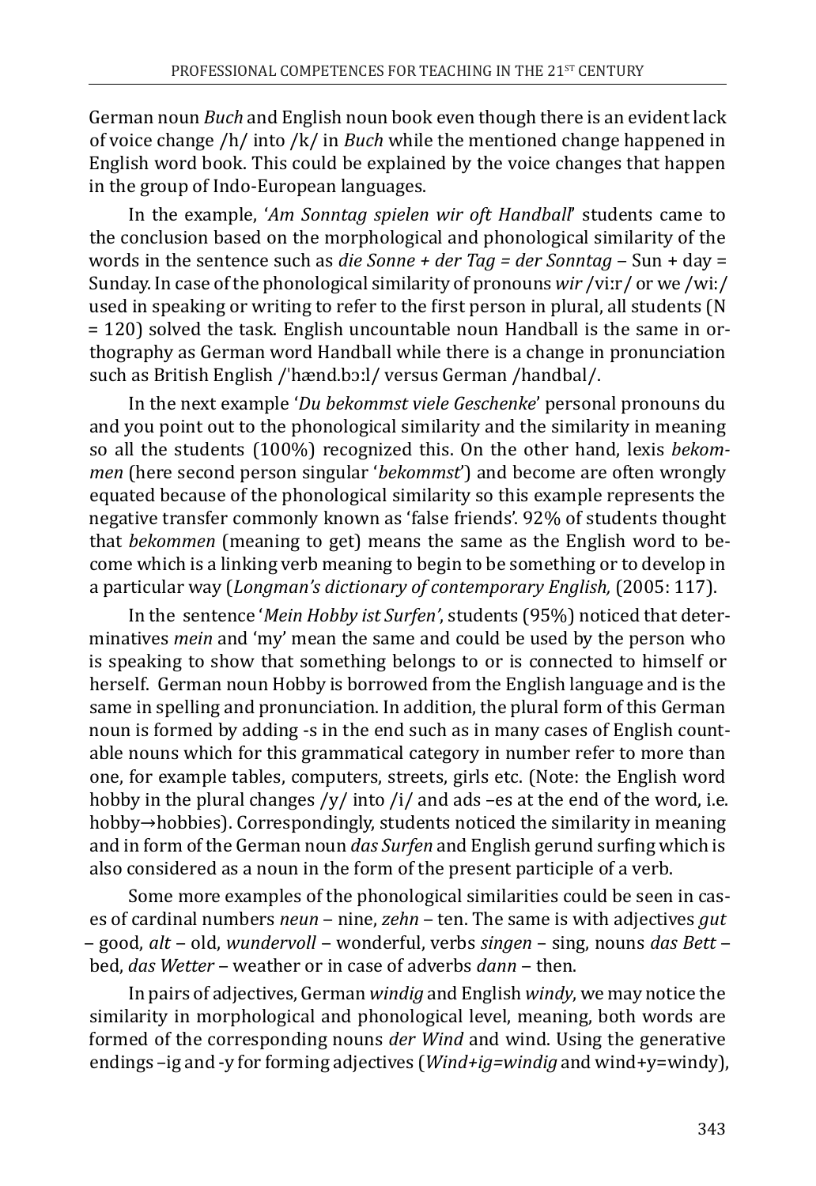German noun *Buch* and English noun book even though there is an evident lack of voice change /h/ into /k/ in *Buch* while the mentioned change happened in English word book. This could be explained by the voice changes that happen in the group of Indo-European languages.

In the example, '*Am Sonntag spielen wir oft Handball*' students came to the conclusion based on the morphological and phonological similarity of the words in the sentence such as *die Sonne + der Tag = der Sonntag* – Sun + day = Sunday. In case of the phonological similarity of pronouns *wir* /viːr/ or we /wiː/ used in speaking or writing to refer to the first person in plural, all students (N = 120) solved the task. English uncountable noun Handball is the same in orthography as German word Handball while there is a change in pronunciation such as British English /ˈhænd.bɔːl/ versus German /handbal/.

In the next example '*Du bekommst viele Geschenke*' personal pronouns du and you point out to the phonological similarity and the similarity in meaning so all the students (100%) recognized this. On the other hand, lexis *bekommen* (here second person singular '*bekommst*') and become are often wrongly equated because of the phonological similarity so this example represents the negative transfer commonly known as 'false friends'. 92% of students thought that *bekommen* (meaning to get) means the same as the English word to become which is a linking verb meaning to begin to be something or to develop in a particular way (*Longman's dictionary of contemporary English,* (2005: 117).

In the sentence '*Mein Hobby ist Surfen'*, students (95%) noticed that determinatives *mein* and 'my' mean the same and could be used by the person who is speaking to show that something belongs to or is connected to himself or herself. German noun Hobby is borrowed from the English language and is the same in spelling and pronunciation. In addition, the plural form of this German noun is formed by adding -s in the end such as in many cases of English countable nouns which for this grammatical category in number refer to more than one, for example tables, computers, streets, girls etc. (Note: the English word hobby in the plural changes /y/ into /i/ and ads –es at the end of the word, i.e. hobby→hobbies). Correspondingly, students noticed the similarity in meaning and in form of the German noun *das Surfen* and English gerund surfing which is also considered as a noun in the form of the present participle of a verb.

Some more examples of the phonological similarities could be seen in cases of cardinal numbers *neun* – nine, *zehn* – ten. The same is with adjectives *gut* – good, *alt* – old, *wundervoll* – wonderful, verbs *singen* – sing, nouns *das Bett* – bed, *das Wetter* – weather or in case of adverbs *dann* – then.

In pairs of adjectives, German *windig* and English *windy*, we may notice the similarity in morphological and phonological level, meaning, both words are formed of the corresponding nouns *der Wind* and wind. Using the generative endings –ig and -y for forming adjectives (*Wind+ig=windig* and wind+y=windy),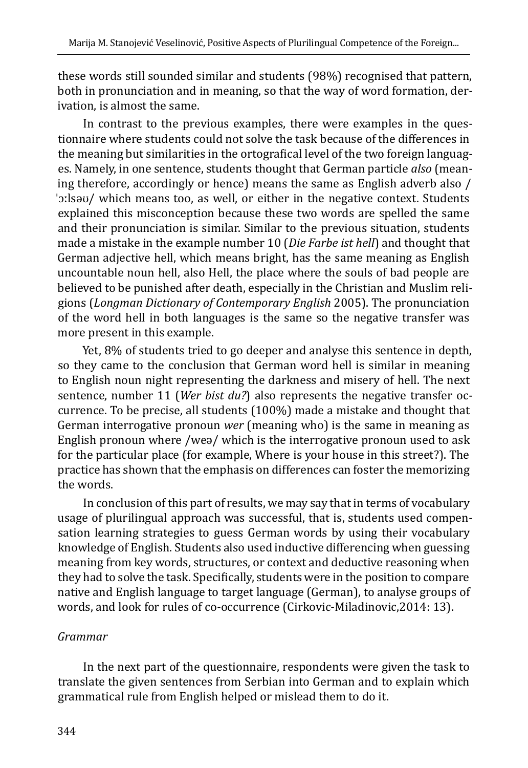these words still sounded similar and students (98%) recognised that pattern, both in pronunciation and in meaning, so that the way of word formation, derivation, is almost the same.

In contrast to the previous examples, there were examples in the questionnaire where students could not solve the task because of the differences in the meaning but similarities in the ortografical level of the two foreign languages. Namely, in one sentence, students thought that German particle *also* (meaning therefore, accordingly or hence) means the same as English adverb also /ˈɔːlsəʊ/ which means too, as well, or either in the negative context. Students explained this misconception because these two words are spelled the same and their pronunciation is similar. Similar to the previous situation, students made a mistake in the example number 10 (*Die Farbe ist hell*) and thought that German adjective hell, which means bright, has the same meaning as English uncountable noun hell, also Hell, the place where the souls of bad people are believed to be punished after death, especially in the Christian and Muslim religions (*Longman Dictionary of Contemporary English* 2005). The pronunciation of the word hell in both languages is the same so the negative transfer was more present in this example.

Yet, 8% of students tried to go deeper and analyse this sentence in depth, so they came to the conclusion that German word hell is similar in meaning to English noun night representing the darkness and misery of hell. The next sentence, number 11 (*Wer bist du?*) also represents the negative transfer occurrence. To be precise, all students (100%) made a mistake and thought that German interrogative pronoun *wer* (meaning who) is the same in meaning as English pronoun where /weə/ which is the interrogative pronoun used to ask for the particular place (for example, Where is your house in this street?). The practice has shown that the emphasis on differences can foster the memorizing the words.

In conclusion of this part of results, we may say that in terms of vocabulary usage of plurilingual approach was successful, that is, students used compensation learning strategies to guess German words by using their vocabulary knowledge of English. Students also used inductive differencing when guessing meaning from key words, structures, or context and deductive reasoning when they had to solve the task. Specifically, students were in the position to compare native and English language to target language (German), to analyse groups of words, and look for rules of co-occurrence (Cirkovic-Miladinovic,2014: 13).

*Grammar*

In the next part of the questionnaire, respondents were given the task to translate the given sentences from Serbian into German and to explain which grammatical rule from English helped or mislead them to do it.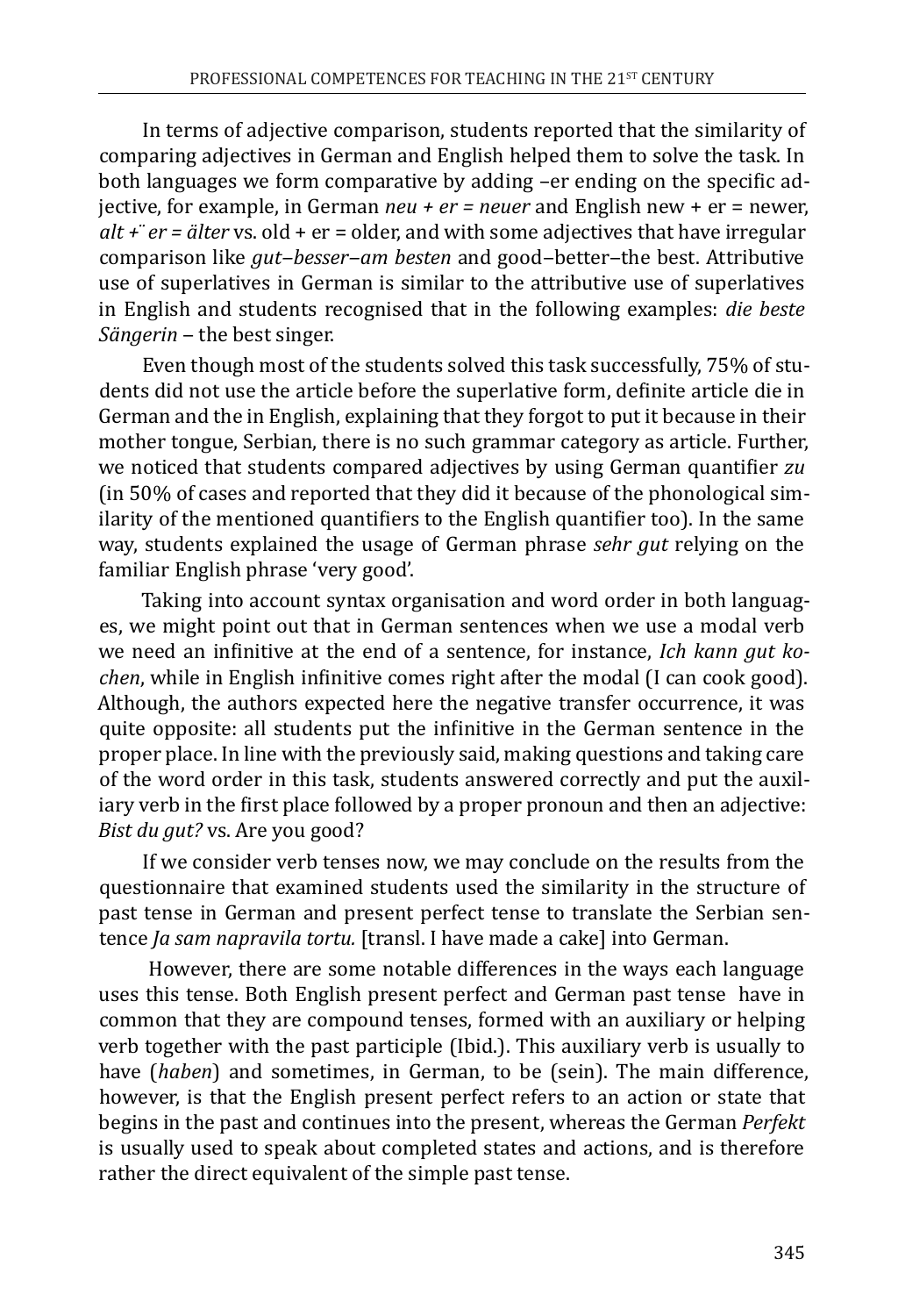In terms of adjective comparison, students reported that the similarity of comparing adjectives in German and English helped them to solve the task. In both languages we form comparative by adding –er ending on the specific adjective, for example, in German *neu + er = neuer* and English new + er = newer, *alt +¨ er = älter* vs. old + er = older, and with some adjectives that have irregular comparison like *gut–besser–am besten* and good–better–the best. Attributive use of superlatives in German is similar to the attributive use of superlatives in English and students recognised that in the following examples: *die beste Sängerin* – the best singer.

Even though most of the students solved this task successfully, 75% of students did not use the article before the superlative form, definite article die in German and the in English, explaining that they forgot to put it because in their mother tongue, Serbian, there is no such grammar category as article. Further, we noticed that students compared adjectives by using German quantifier *zu* (in 50% of cases and reported that they did it because of the phonological similarity of the mentioned quantifiers to the English quantifier too). In the same way, students explained the usage of German phrase *sehr gut* relying on the familiar English phrase 'very good'.

Taking into account syntax organisation and word order in both languages, we might point out that in German sentences when we use a modal verb we need an infinitive at the end of a sentence, for instance, *Ich kann gut kochen*, while in English infinitive comes right after the modal (I can cook good). Although, the authors expected here the negative transfer occurrence, it was quite opposite: all students put the infinitive in the German sentence in the proper place. In line with the previously said, making questions and taking care of the word order in this task, students answered correctly and put the auxiliary verb in the first place followed by a proper pronoun and then an adjective: *Bist du gut?* vs. Are you good?

If we consider verb tenses now, we may conclude on the results from the questionnaire that examined students used the similarity in the structure of past tense in German and present perfect tense to translate the Serbian sentence *Ja sam napravila tortu.* [transl. I have made a cake] into German.

However, there are some notable differences in the ways each language uses this tense. Both English present perfect and German past tense have in common that they are compound tenses, formed with an auxiliary or helping verb together with the past participle (Ibid.). This auxiliary verb is usually to have (*haben*) and sometimes, in German, to be (sein). The main difference, however, is that the English present perfect refers to an action or state that begins in the past and continues into the present, whereas the German *Perfekt* is usually used to speak about completed states and actions, and is therefore rather the direct equivalent of the simple past tense.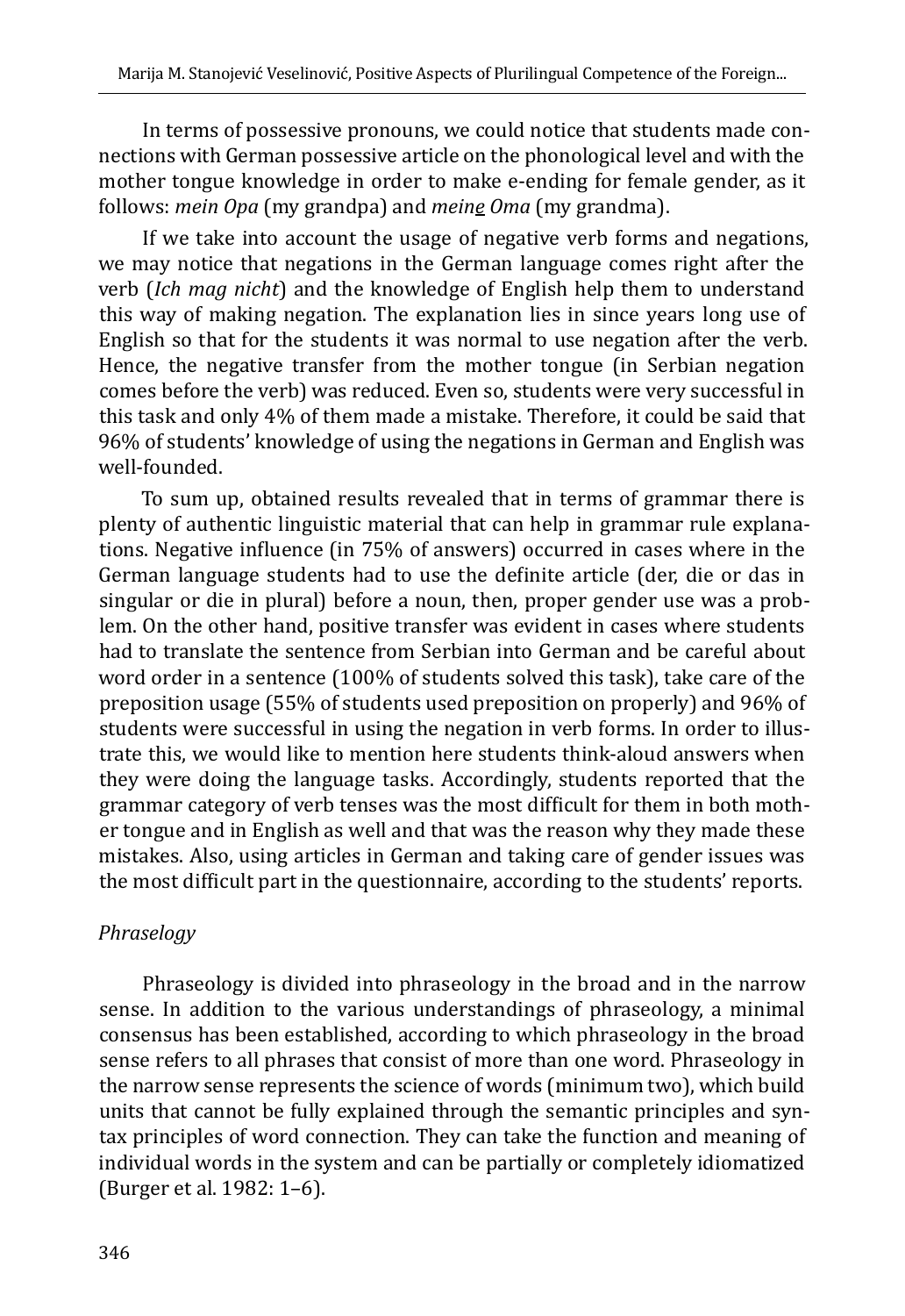In terms of possessive pronouns, we could notice that students made connections with German possessive article on the phonological level and with the mother tongue knowledge in order to make e-ending for female gender, as it follows: *mein Opa* (my grandpa) and *meine Oma* (my grandma).

If we take into account the usage of negative verb forms and negations, we may notice that negations in the German language comes right after the verb (*Ich mag nicht*) and the knowledge of English help them to understand this way of making negation. The explanation lies in since years long use of English so that for the students it was normal to use negation after the verb. Hence, the negative transfer from the mother tongue (in Serbian negation comes before the verb) was reduced. Even so, students were very successful in this task and only 4% of them made a mistake. Therefore, it could be said that 96% of students' knowledge of using the negations in German and English was well-founded.

To sum up, obtained results revealed that in terms of grammar there is plenty of authentic linguistic material that can help in grammar rule explanations. Negative influence (in 75% of answers) occurred in cases where in the German language students had to use the definite article (der, die or das in singular or die in plural) before a noun, then, proper gender use was a problem. On the other hand, positive transfer was evident in cases where students had to translate the sentence from Serbian into German and be careful about word order in a sentence (100% of students solved this task), take care of the preposition usage (55% of students used preposition on properly) and 96% of students were successful in using the negation in verb forms. In order to illustrate this, we would like to mention here students think-aloud answers when they were doing the language tasks. Accordingly, students reported that the grammar category of verb tenses was the most difficult for them in both mother tongue and in English as well and that was the reason why they made these mistakes. Also, using articles in German and taking care of gender issues was the most difficult part in the questionnaire, according to the students' reports.

*Phraselogy*

Phraseology is divided into phraseology in the broad and in the narrow sense. In addition to the various understandings of phraseology, a minimal consensus has been established, according to which phraseology in the broad sense refers to all phrases that consist of more than one word. Phraseology in the narrow sense represents the science of words (minimum two), which build units that cannot be fully explained through the semantic principles and syntax principles of word connection. They can take the function and meaning of individual words in the system and can be partially or completely idiomatized (Burger et al. 1982: 1–6).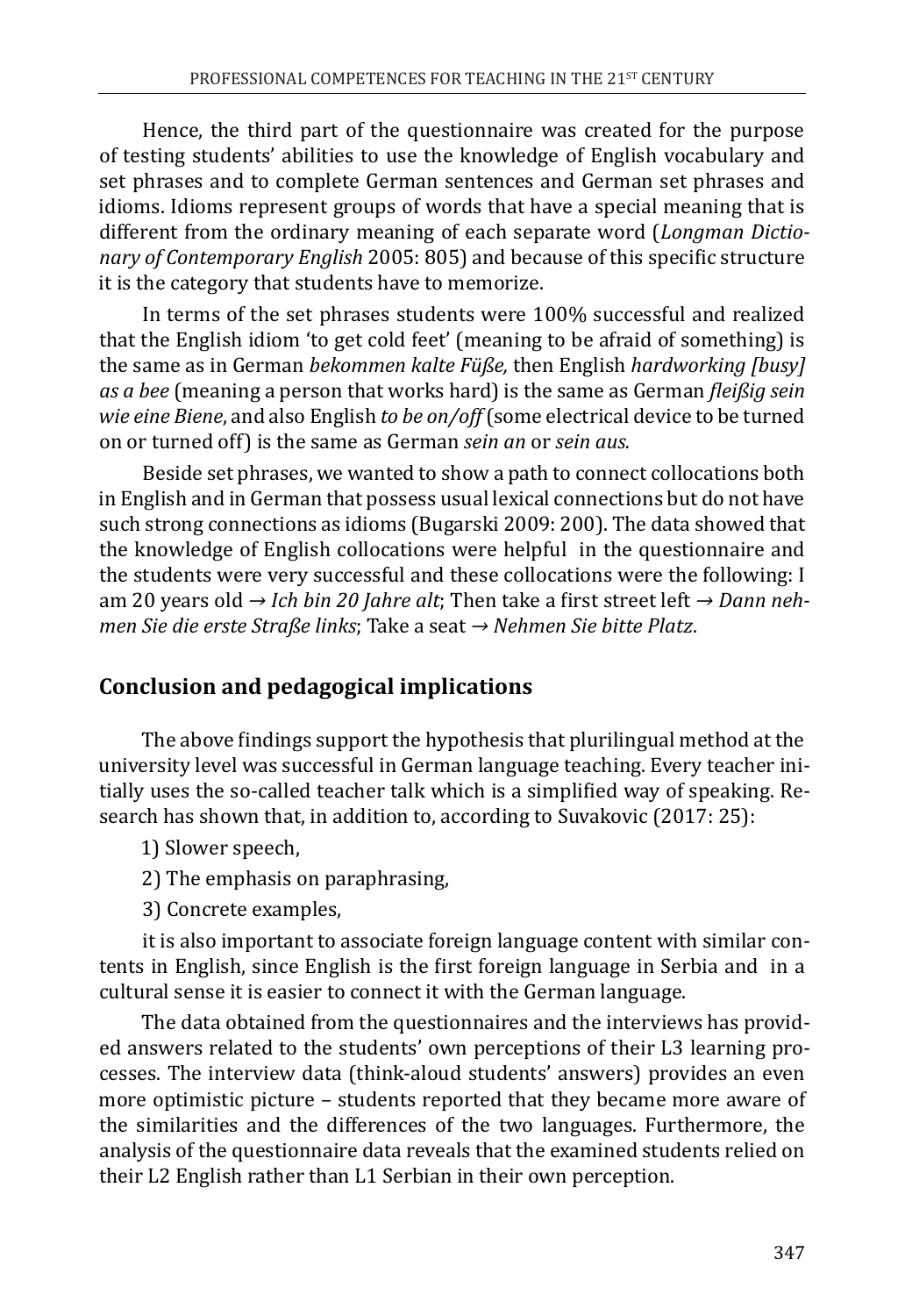Hence, the third part of the questionnaire was created for the purpose of testing students' abilities to use the knowledge of English vocabulary and set phrases and to complete German sentences and German set phrases and idioms. Idioms represent groups of words that have a special meaning that is different from the ordinary meaning of each separate word (*Longman Dictionary of Contemporary English* 2005: 805) and because of this specific structure it is the category that students have to memorize.

In terms of the set phrases students were 100% successful and realized that the English idiom 'to get cold feet' (meaning to be afraid of something) is the same as in German *bekommen kalte Füße,* then English *hardworking [busy] as a bee* (meaning a person that works hard) is the same as German *fleißig sein wie eine Biene*, and also English *to be on/off* (some electrical device to be turned on or turned off) is the same as German *sein an* or *sein aus.*

Beside set phrases, we wanted to show a path to connect collocations both in English and in German that possess usual lexical connections but do not have such strong connections as idioms (Bugarski 2009: 200). The data showed that the knowledge of English collocations were helpful in the questionnaire and the students were very successful and these collocations were the following: I am 20 years old → *Ich bin 20 Jahre alt*; Then take a first street left → *Dann nehmen Sie die erste Straße links*; Take a seat → *Nehmen Sie bitte Platz*.

## Conclusion and pedagogical implications

The above findings support the hypothesis that plurilingual method at the university level was successful in German language teaching. Every teacher initially uses the so-called teacher talk which is a simplified way of speaking. Research has shown that, in addition to, according to Suvakovic (2017: 25):

1) Slower speech,

2) The emphasis on paraphrasing,

3) Concrete examples,

it is also important to associate foreign language content with similar contents in English, since English is the first foreign language in Serbia and in a cultural sense it is easier to connect it with the German language.

The data obtained from the questionnaires and the interviews has provided answers related to the students' own perceptions of their L3 learning processes. The interview data (think-aloud students' answers) provides an even more optimistic picture – students reported that they became more aware of the similarities and the differences of the two languages. Furthermore, the analysis of the questionnaire data reveals that the examined students relied on their L2 English rather than L1 Serbian in their own perception.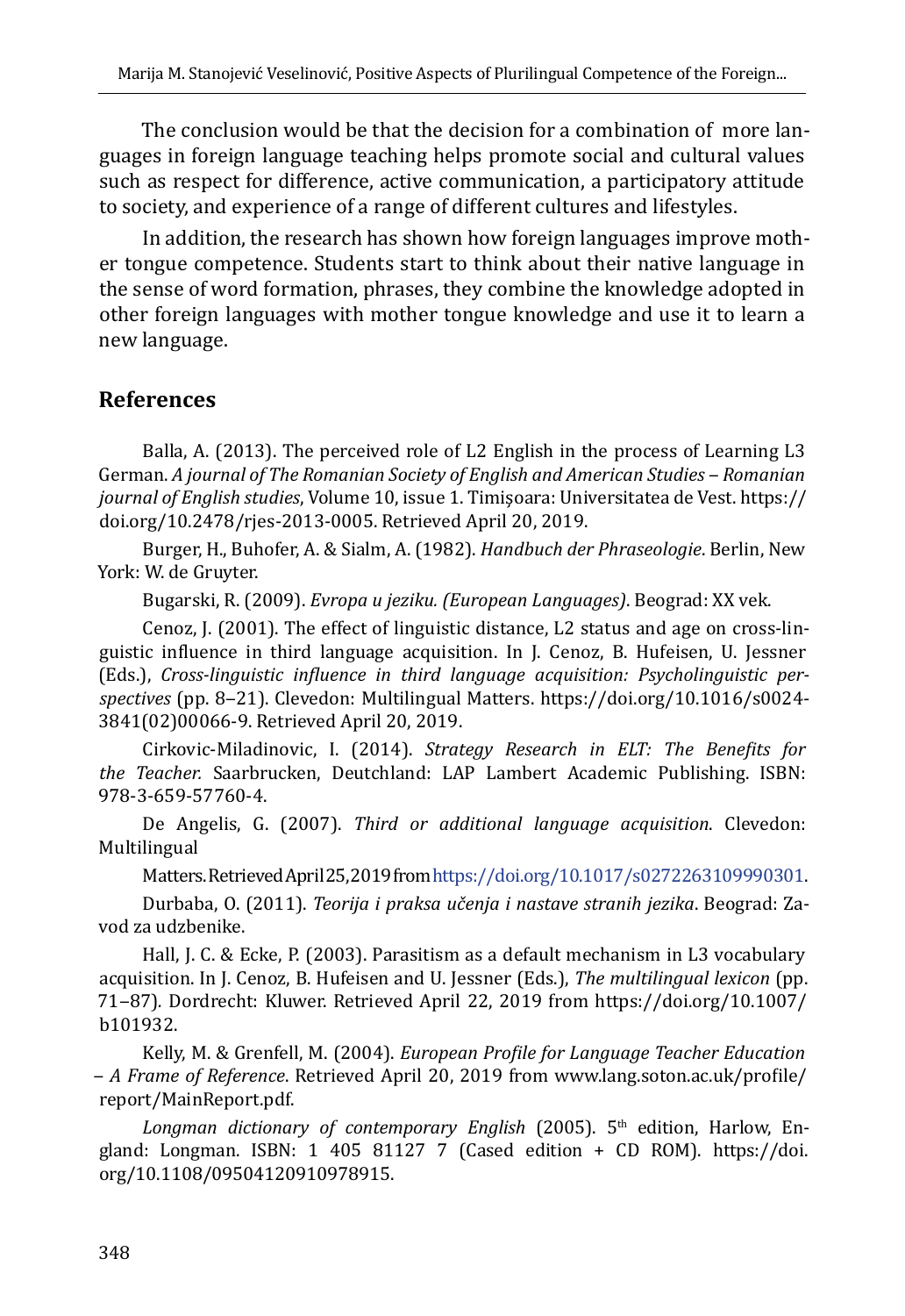The conclusion would be that the decision for a combination of more languages in foreign language teaching helps promote social and cultural values such as respect for difference, active communication, a participatory attitude to society, and experience of a range of different cultures and lifestyles.

In addition, the research has shown how foreign languages improve mother tongue competence. Students start to think about their native language in the sense of word formation, phrases, they combine the knowledge adopted in other foreign languages with mother tongue knowledge and use it to learn a new language.

## References

Balla, A. (2013). The perceived role of L2 English in the process of Learning L3 German. *A journal of The Romanian Society of English and American Studies – Romanian journal of English studies*, Volume 10, issue 1. Timişoara: Universitatea de Vest. https://doi.org/10.2478/rjes-2013-0005. Retrieved April 20, 2019.

Burger, H., Buhofer, A. & Sialm, A. (1982). *Handbuch der Phraseologie*. Berlin, New York: W. de Gruyter.

Bugarski, R. (2009). *Evropa u jeziku. (European Languages)*. Beograd: XX vek.

Cenoz, J. (2001). The effect of linguistic distance, L2 status and age on cross-linguistic influence in third language acquisition. In J. Cenoz, B. Hufeisen, U. Jessner (Eds.), *Cross-linguistic influence in third language acquisition: Psycholinguistic perspectives* (pp. 8–21). Clevedon: Multilingual Matters. https://doi.org/10.1016/s0024-3841(02)00066-9. Retrieved April 20, 2019.

Cirkovic-Miladinovic, I. (2014). *Strategy Research in ELT: The Benefits for the Teacher.* Saarbrucken, Deutchland: LAP Lambert Academic Publishing. ISBN: 978-3-659-57760-4.

De Angelis, G. (2007). *Third or additional language acquisition*. Clevedon: Multilingual

Matters. Retrieved April 25, 2019 from https://doi.org/10.1017/s0272263109990301.

Durbaba, O. (2011). *Teorija i praksa učenja i nastave stranih jezika*. Beograd: Zavod za udzbenike.

Hall, J. C. & Ecke, P. (2003). Parasitism as a default mechanism in L3 vocabulary acquisition. In J. Cenoz, B. Hufeisen and U. Jessner (Eds.), *The multilingual lexicon* (pp. 71–87). Dordrecht: Kluwer. Retrieved April 22, 2019 from https://doi.org/10.1007/b101932.

Kelly, M. & Grenfell, M. (2004). *European Profile for Language Teacher Education – A Frame of Reference*. Retrieved April 20, 2019 from www.lang.soton.ac.uk/profile/report/MainReport.pdf.

*Longman dictionary of contemporary English* (2005). 5th edition, Harlow, England: Longman. ISBN: 1 405 81127 7 (Cased edition + CD ROM). https://doi.org/10.1108/09504120910978915.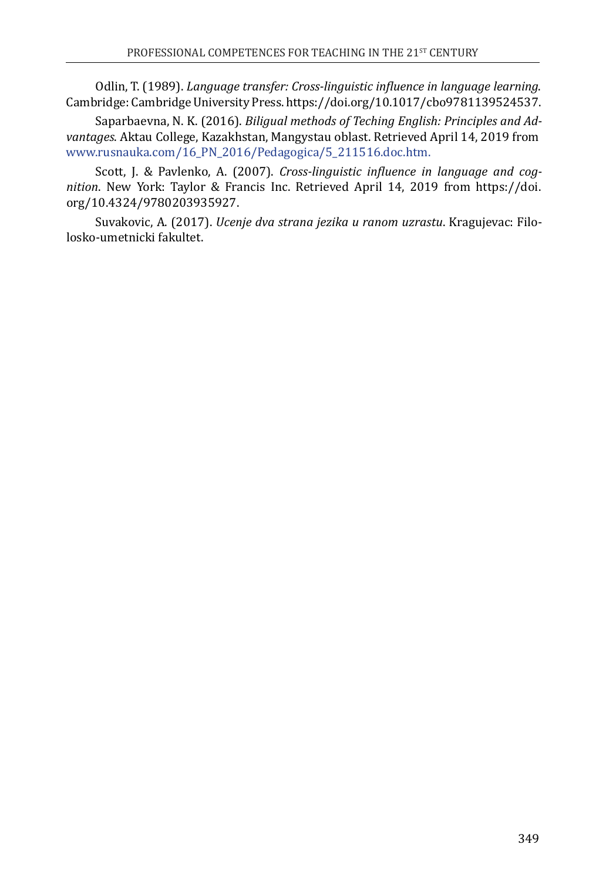Odlin, T. (1989). *Language transfer: Cross-linguistic influence in language learning*. Cambridge: Cambridge University Press. https://doi.org/10.1017/cbo9781139524537.

Saparbaevna, N. K. (2016). *Biligual methods of Teching English: Principles and Advantages*. Aktau College, Kazakhstan, Mangystau oblast. Retrieved April 14, 2019 from www.rusnauka.com/16_PN_2016/Pedagogica/5_211516.doc.htm.

Scott, J. & Pavlenko, A. (2007). *Cross-linguistic influence in language and cognition*. New York: Taylor & Francis Inc. Retrieved April 14, 2019 from https://doi.org/10.4324/9780203935927.

Suvakovic, A. (2017). *Ucenje dva strana jezika u ranom uzrastu*. Kragujevac: Filolosko-umetnicki fakultet.